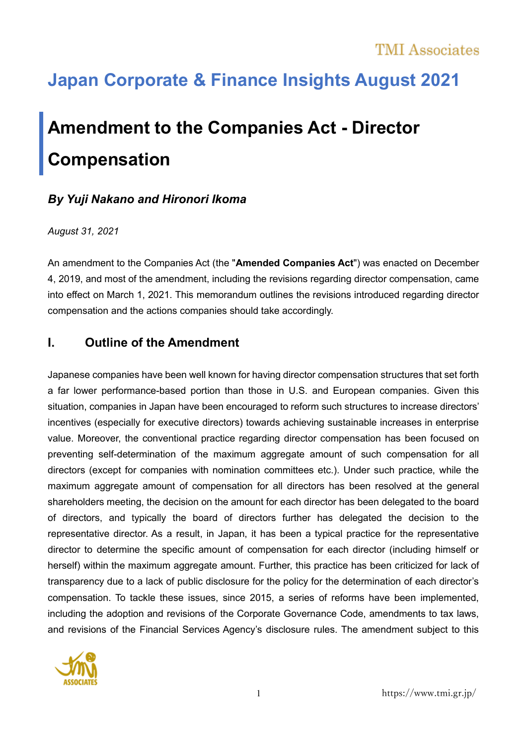# Japan Corporate & Finance Insights August 2021

## Amendment to the Companies Act - Director Compensation

### *By Yuji Nakano and Hironori Ikoma*

*August 31, 2021*

An amendment to the Companies Act (the "**Amended Companies Act**") was enacted on December 4, 2019, and most of the amendment, including the revisions regarding director compensation, came into effect on March 1, 2021. This memorandum outlines the revisions introduced regarding director compensation and the actions companies should take accordingly.

## I. Outline of the Amendment

Japanese companies have been well known for having director compensation structures that set forth a far lower performance-based portion than those in U.S. and European companies. Given this situation, companies in Japan have been encouraged to reform such structures to increase directors' incentives (especially for executive directors) towards achieving sustainable increases in enterprise value. Moreover, the conventional practice regarding director compensation has been focused on preventing self-determination of the maximum aggregate amount of such compensation for all directors (except for companies with nomination committees etc.). Under such practice, while the maximum aggregate amount of compensation for all directors has been resolved at the general shareholders meeting, the decision on the amount for each director has been delegated to the board of directors, and typically the board of directors further has delegated the decision to the representative director. As a result, in Japan, it has been a typical practice for the representative director to determine the specific amount of compensation for each director (including himself or herself) within the maximum aggregate amount. Further, this practice has been criticized for lack of transparency due to a lack of public disclosure for the policy for the determination of each director's compensation. To tackle these issues, since 2015, a series of reforms have been implemented, including the adoption and revisions of the Corporate Governance Code, amendments to tax laws, and revisions of the Financial Services Agency's disclosure rules. The amendment subject to this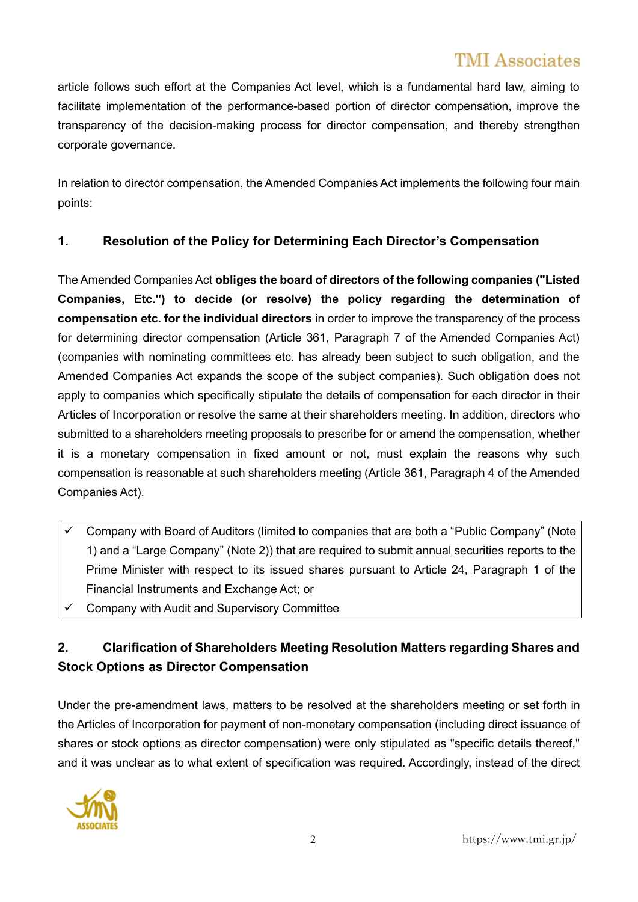article follows such effort at the Companies Act level, which is a fundamental hard law, aiming to facilitate implementation of the performance-based portion of director compensation, improve the transparency of the decision-making process for director compensation, and thereby strengthen corporate governance.

In relation to director compensation, the Amended Companies Act implements the following four main points:

## 1. Resolution of the Policy for Determining Each Director's Compensation

The Amended Companies Act **obliges the board of directors of the following companies ("Listed Companies, Etc.") to decide (or resolve) the policy regarding the determination of compensation etc. for the individual directors** in order to improve the transparency of the process for determining director compensation (Article 361, Paragraph 7 of the Amended Companies Act) (companies with nominating committees etc. has already been subject to such obligation, and the Amended Companies Act expands the scope of the subject companies). Such obligation does not apply to companies which specifically stipulate the details of compensation for each director in their Articles of Incorporation or resolve the same at their shareholders meeting. In addition, directors who submitted to a shareholders meeting proposals to prescribe for or amend the compensation, whether it is a monetary compensation in fixed amount or not, must explain the reasons why such compensation is reasonable at such shareholders meeting (Article 361, Paragraph 4 of the Amended Companies Act).

- ✓ Company with Board of Auditors (limited to companies that are both a "Public Company" (Note 1) and a "Large Company" (Note 2)) that are required to submit annual securities reports to the Prime Minister with respect to its issued shares pursuant to Article 24, Paragraph 1 of the Financial Instruments and Exchange Act; or
- ✓ Company with Audit and Supervisory Committee

## 2. Clarification of Shareholders Meeting Resolution Matters regarding Shares and Stock Options as Director Compensation

Under the pre-amendment laws, matters to be resolved at the shareholders meeting or set forth in the Articles of Incorporation for payment of non-monetary compensation (including direct issuance of shares or stock options as director compensation) were only stipulated as "specific details thereof," and it was unclear as to what extent of specification was required. Accordingly, instead of the direct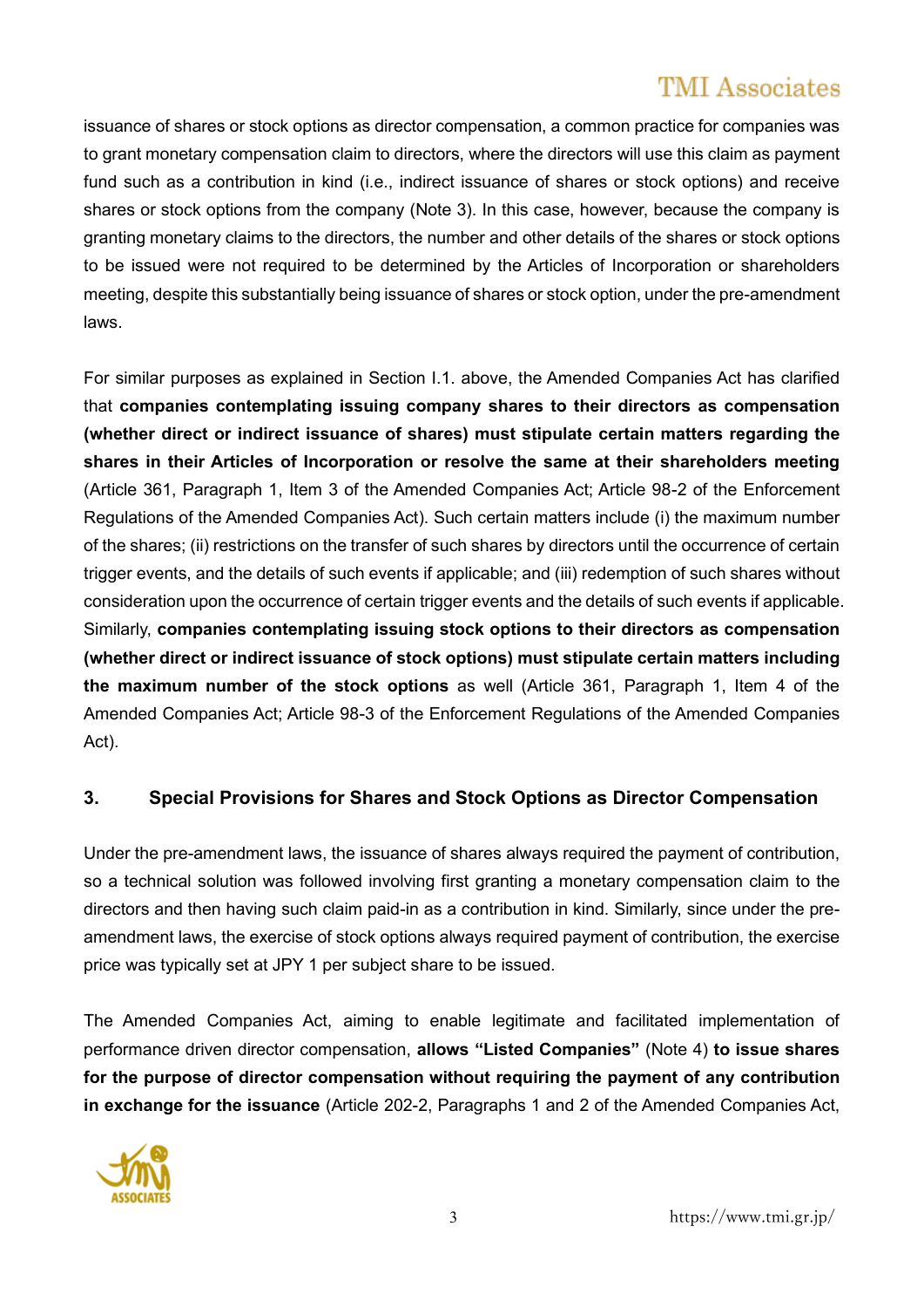issuance of shares or stock options as director compensation, a common practice for companies was to grant monetary compensation claim to directors, where the directors will use this claim as payment fund such as a contribution in kind (i.e., indirect issuance of shares or stock options) and receive shares or stock options from the company (Note 3). In this case, however, because the company is granting monetary claims to the directors, the number and other details of the shares or stock options to be issued were not required to be determined by the Articles of Incorporation or shareholders meeting, despite this substantially being issuance of shares or stock option, under the pre-amendment laws.

For similar purposes as explained in Section I.1. above, the Amended Companies Act has clarified that **companies contemplating issuing company shares to their directors as compensation (whether direct or indirect issuance of shares) must stipulate certain matters regarding the shares in their Articles of Incorporation or resolve the same at their shareholders meeting** (Article 361, Paragraph 1, Item 3 of the Amended Companies Act; Article 98-2 of the Enforcement Regulations of the Amended Companies Act). Such certain matters include (i) the maximum number of the shares; (ii) restrictions on the transfer of such shares by directors until the occurrence of certain trigger events, and the details of such events if applicable; and (iii) redemption of such shares without consideration upon the occurrence of certain trigger events and the details of such events if applicable. Similarly, **companies contemplating issuing stock options to their directors as compensation (whether direct or indirect issuance of stock options) must stipulate certain matters including the maximum number of the stock options** as well (Article 361, Paragraph 1, Item 4 of the Amended Companies Act; Article 98-3 of the Enforcement Regulations of the Amended Companies Act).

### 3. Special Provisions for Shares and Stock Options as Director Compensation

Under the pre-amendment laws, the issuance of shares always required the payment of contribution, so a technical solution was followed involving first granting a monetary compensation claim to the directors and then having such claim paid-in as a contribution in kind. Similarly, since under the pre-amendment laws, the exercise of stock options always required payment of contribution, the exercise price was typically set at JPY 1 per subject share to be issued.

The Amended Companies Act, aiming to enable legitimate and facilitated implementation of performance driven director compensation, **allows "Listed Companies"** (Note 4) **to issue shares for the purpose of director compensation without requiring the payment of any contribution in exchange for the issuance** (Article 202-2, Paragraphs 1 and 2 of the Amended Companies Act,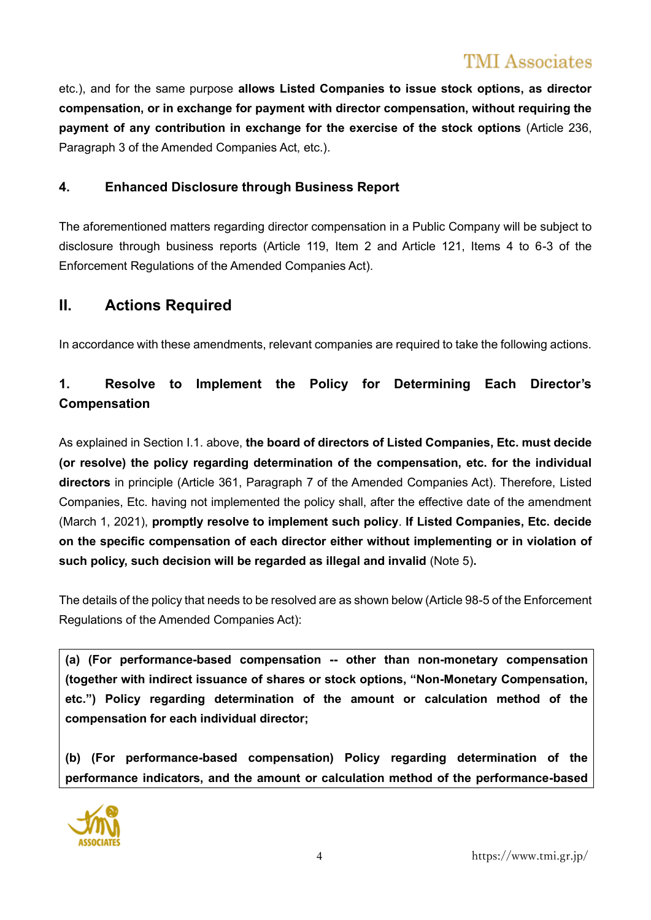etc.), and for the same purpose **allows Listed Companies to issue stock options, as director compensation, or in exchange for payment with director compensation, without requiring the payment of any contribution in exchange for the exercise of the stock options** (Article 236, Paragraph 3 of the Amended Companies Act, etc.).

### 4. Enhanced Disclosure through Business Report

The aforementioned matters regarding director compensation in a Public Company will be subject to disclosure through business reports (Article 119, Item 2 and Article 121, Items 4 to 6-3 of the Enforcement Regulations of the Amended Companies Act).

## II. Actions Required

In accordance with these amendments, relevant companies are required to take the following actions.

### 1. Resolve to Implement the Policy for Determining Each Director's Compensation

As explained in Section I.1. above, **the board of directors of Listed Companies, Etc. must decide (or resolve) the policy regarding determination of the compensation, etc. for the individual directors** in principle (Article 361, Paragraph 7 of the Amended Companies Act). Therefore, Listed Companies, Etc. having not implemented the policy shall, after the effective date of the amendment (March 1, 2021), **promptly resolve to implement such policy**. **If Listed Companies, Etc. decide on the specific compensation of each director either without implementing or in violation of such policy, such decision will be regarded as illegal and invalid** (Note 5)**.**

The details of the policy that needs to be resolved are as shown below (Article 98-5 of the Enforcement Regulations of the Amended Companies Act):

**(a) (For performance-based compensation -- other than non-monetary compensation (together with indirect issuance of shares or stock options, "Non-Monetary Compensation, etc.") Policy regarding determination of the amount or calculation method of the compensation for each individual director;**

**(b) (For performance-based compensation) Policy regarding determination of the performance indicators, and the amount or calculation method of the performance-based**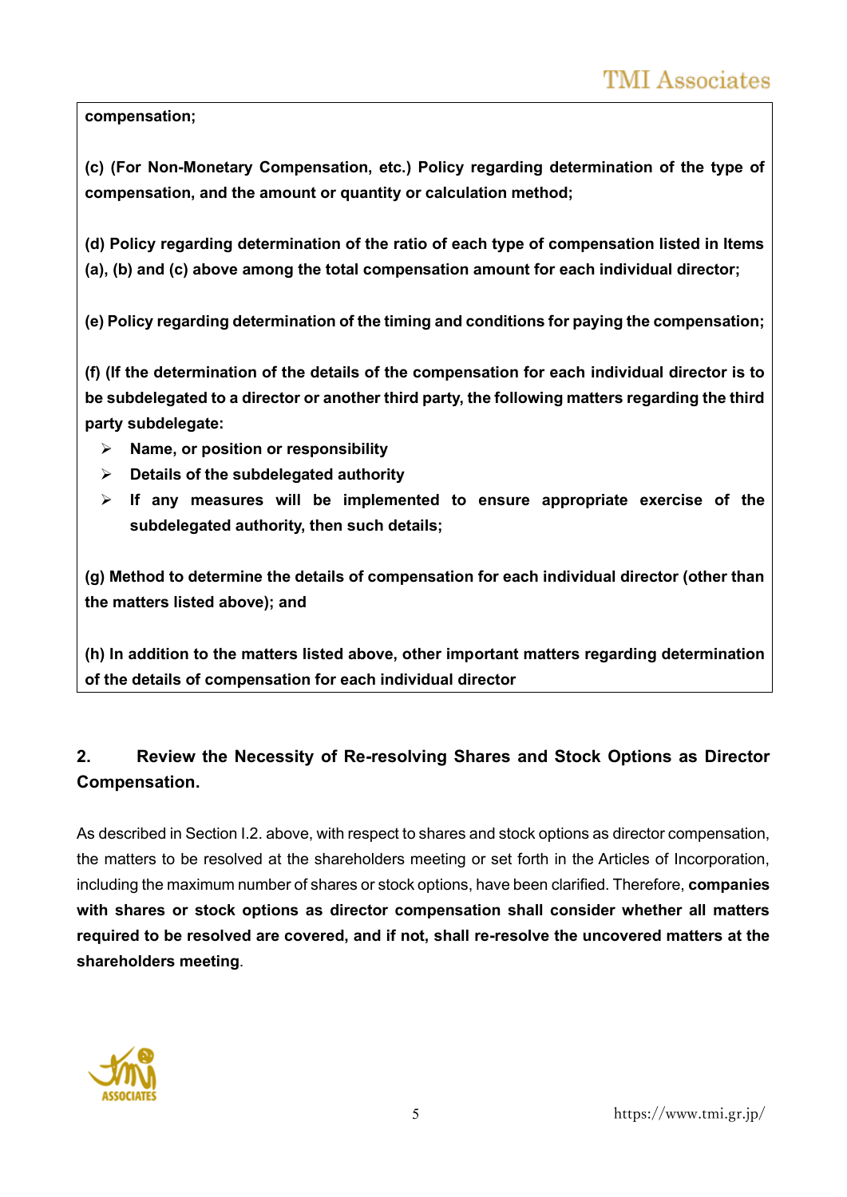**compensation;**

**(c) (For Non-Monetary Compensation, etc.) Policy regarding determination of the type of compensation, and the amount or quantity or calculation method;**

**(d) Policy regarding determination of the ratio of each type of compensation listed in Items (a), (b) and (c) above among the total compensation amount for each individual director;**

**(e) Policy regarding determination of the timing and conditions for paying the compensation;**

**(f) (If the determination of the details of the compensation for each individual director is to be subdelegated to a director or another third party, the following matters regarding the third party subdelegate:**

- **Name, or position or responsibility**
- **Details of the subdelegated authority**
- **If any measures will be implemented to ensure appropriate exercise of the subdelegated authority, then such details;**

**(g) Method to determine the details of compensation for each individual director (other than the matters listed above); and**

**(h) In addition to the matters listed above, other important matters regarding determination of the details of compensation for each individual director**

## 2. Review the Necessity of Re-resolving Shares and Stock Options as Director Compensation.

As described in Section I.2. above, with respect to shares and stock options as director compensation, the matters to be resolved at the shareholders meeting or set forth in the Articles of Incorporation, including the maximum number of shares or stock options, have been clarified. Therefore, **companies with shares or stock options as director compensation shall consider whether all matters required to be resolved are covered, and if not, shall re-resolve the uncovered matters at the shareholders meeting**.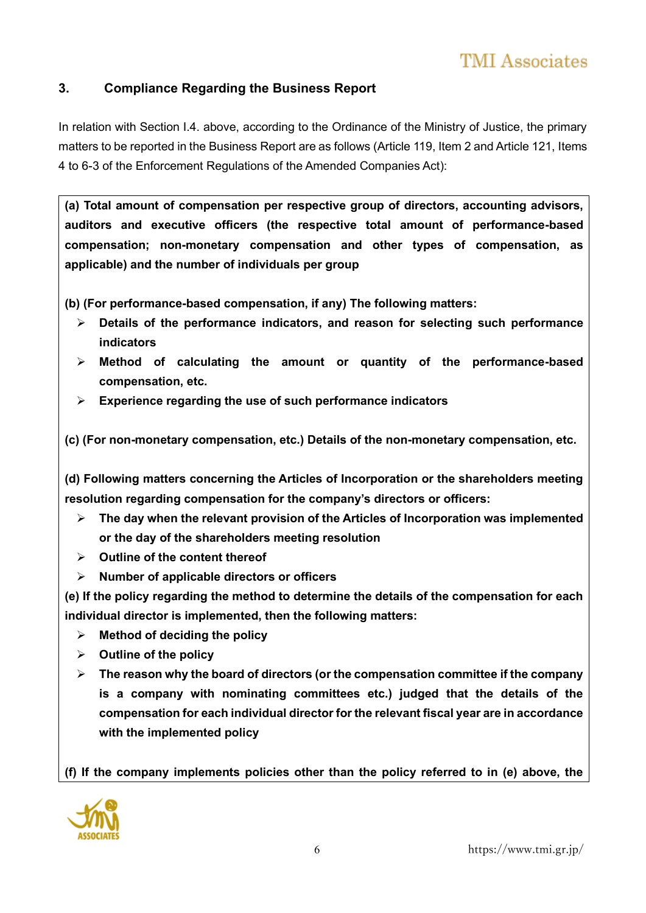### 3. Compliance Regarding the Business Report

In relation with Section I.4. above, according to the Ordinance of the Ministry of Justice, the primary matters to be reported in the Business Report are as follows (Article 119, Item 2 and Article 121, Items 4 to 6-3 of the Enforcement Regulations of the Amended Companies Act):

**(a) Total amount of compensation per respective group of directors, accounting advisors, auditors and executive officers (the respective total amount of performance-based compensation; non-monetary compensation and other types of compensation, as applicable) and the number of individuals per group**

**(b) (For performance-based compensation, if any) The following matters:**

- **Details of the performance indicators, and reason for selecting such performance indicators**
- **Method of calculating the amount or quantity of the performance-based compensation, etc.**
- **Experience regarding the use of such performance indicators**

**(c) (For non-monetary compensation, etc.) Details of the non-monetary compensation, etc.**

**(d) Following matters concerning the Articles of Incorporation or the shareholders meeting resolution regarding compensation for the company's directors or officers:**

- **The day when the relevant provision of the Articles of Incorporation was implemented or the day of the shareholders meeting resolution**
- **Outline of the content thereof**
- **Number of applicable directors or officers**

**(e) If the policy regarding the method to determine the details of the compensation for each individual director is implemented, then the following matters:**

- **Method of deciding the policy**
- **Outline of the policy**
- **The reason why the board of directors (or the compensation committee if the company is a company with nominating committees etc.) judged that the details of the compensation for each individual director for the relevant fiscal year are in accordance with the implemented policy**

**(f) If the company implements policies other than the policy referred to in (e) above, the**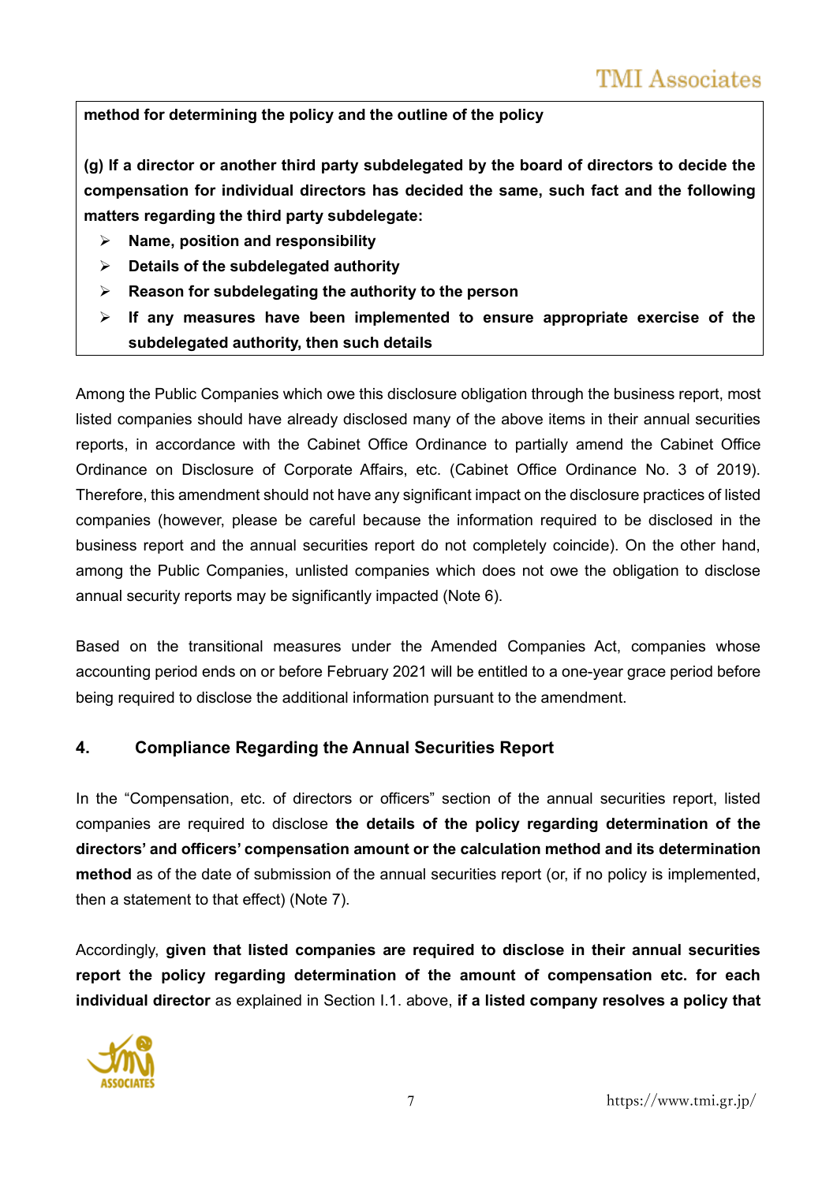**method for determining the policy and the outline of the policy**

**(g) If a director or another third party subdelegated by the board of directors to decide the compensation for individual directors has decided the same, such fact and the following matters regarding the third party subdelegate:**

- **Name, position and responsibility**
- **Details of the subdelegated authority**
- **Reason for subdelegating the authority to the person**
- **If any measures have been implemented to ensure appropriate exercise of the subdelegated authority, then such details**

Among the Public Companies which owe this disclosure obligation through the business report, most listed companies should have already disclosed many of the above items in their annual securities reports, in accordance with the Cabinet Office Ordinance to partially amend the Cabinet Office Ordinance on Disclosure of Corporate Affairs, etc. (Cabinet Office Ordinance No. 3 of 2019). Therefore, this amendment should not have any significant impact on the disclosure practices of listed companies (however, please be careful because the information required to be disclosed in the business report and the annual securities report do not completely coincide). On the other hand, among the Public Companies, unlisted companies which does not owe the obligation to disclose annual security reports may be significantly impacted (Note 6).

Based on the transitional measures under the Amended Companies Act, companies whose accounting period ends on or before February 2021 will be entitled to a one-year grace period before being required to disclose the additional information pursuant to the amendment.

## 4. Compliance Regarding the Annual Securities Report

In the "Compensation, etc. of directors or officers" section of the annual securities report, listed companies are required to disclose **the details of the policy regarding determination of the directors' and officers' compensation amount or the calculation method and its determination method** as of the date of submission of the annual securities report (or, if no policy is implemented, then a statement to that effect) (Note 7).

Accordingly, **given that listed companies are required to disclose in their annual securities report the policy regarding determination of the amount of compensation etc. for each individual director** as explained in Section I.1. above, **if a listed company resolves a policy that**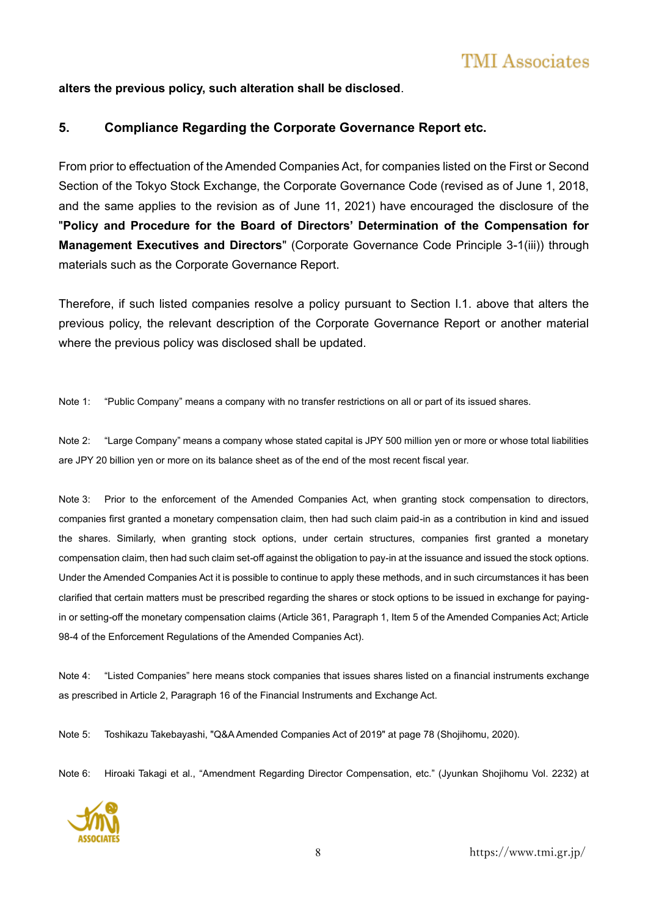**alters the previous policy, such alteration shall be disclosed**.

## 5. Compliance Regarding the Corporate Governance Report etc.

From prior to effectuation of the Amended Companies Act, for companies listed on the First or Second Section of the Tokyo Stock Exchange, the Corporate Governance Code (revised as of June 1, 2018, and the same applies to the revision as of June 11, 2021) have encouraged the disclosure of the "**Policy and Procedure for the Board of Directors' Determination of the Compensation for Management Executives and Directors**" (Corporate Governance Code Principle 3-1(iii)) through materials such as the Corporate Governance Report.

Therefore, if such listed companies resolve a policy pursuant to Section I.1. above that alters the previous policy, the relevant description of the Corporate Governance Report or another material where the previous policy was disclosed shall be updated.

Note 1: "Public Company" means a company with no transfer restrictions on all or part of its issued shares.

Note 2: "Large Company" means a company whose stated capital is JPY 500 million yen or more or whose total liabilities are JPY 20 billion yen or more on its balance sheet as of the end of the most recent fiscal year.

Note 3: Prior to the enforcement of the Amended Companies Act, when granting stock compensation to directors, companies first granted a monetary compensation claim, then had such claim paid-in as a contribution in kind and issued the shares. Similarly, when granting stock options, under certain structures, companies first granted a monetary compensation claim, then had such claim set-off against the obligation to pay-in at the issuance and issued the stock options. Under the Amended Companies Act it is possible to continue to apply these methods, and in such circumstances it has been clarified that certain matters must be prescribed regarding the shares or stock options to be issued in exchange for paying-in or setting-off the monetary compensation claims (Article 361, Paragraph 1, Item 5 of the Amended Companies Act; Article 98-4 of the Enforcement Regulations of the Amended Companies Act).

Note 4: "Listed Companies" here means stock companies that issues shares listed on a financial instruments exchange as prescribed in Article 2, Paragraph 16 of the Financial Instruments and Exchange Act.

Note 5: Toshikazu Takebayashi, "Q&A Amended Companies Act of 2019" at page 78 (Shojihomu, 2020).

Note 6: Hiroaki Takagi et al., "Amendment Regarding Director Compensation, etc." (Jyunkan Shojihomu Vol. 2232) at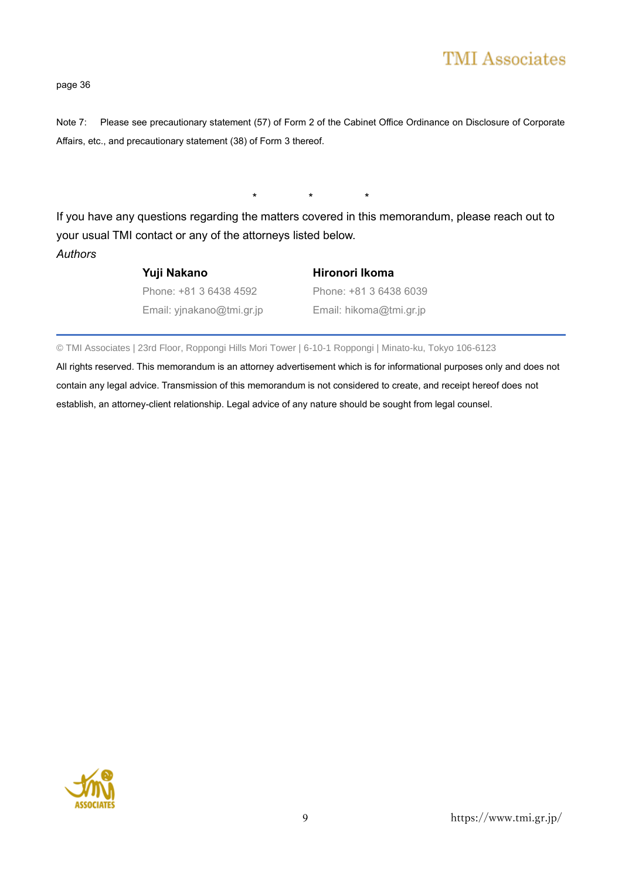page 36

Note 7: Please see precautionary statement (57) of Form 2 of the Cabinet Office Ordinance on Disclosure of Corporate Affairs, etc., and precautionary statement (38) of Form 3 thereof.

\* \* \*

If you have any questions regarding the matters covered in this memorandum, please reach out to your usual TMI contact or any of the attorneys listed below.

*Authors*

| | |
|---|---|
| **Yuji Nakano** | **Hironori Ikoma** |
| Phone: +81 3 6438 4592 | Phone: +81 3 6438 6039 |
| Email: yjnakano@tmi.gr.jp | Email: hikoma@tmi.gr.jp |

---

© TMI Associates | 23rd Floor, Roppongi Hills Mori Tower | 6-10-1 Roppongi | Minato-ku, Tokyo 106-6123

All rights reserved. This memorandum is an attorney advertisement which is for informational purposes only and does not contain any legal advice. Transmission of this memorandum is not considered to create, and receipt hereof does not establish, an attorney-client relationship. Legal advice of any nature should be sought from legal counsel.